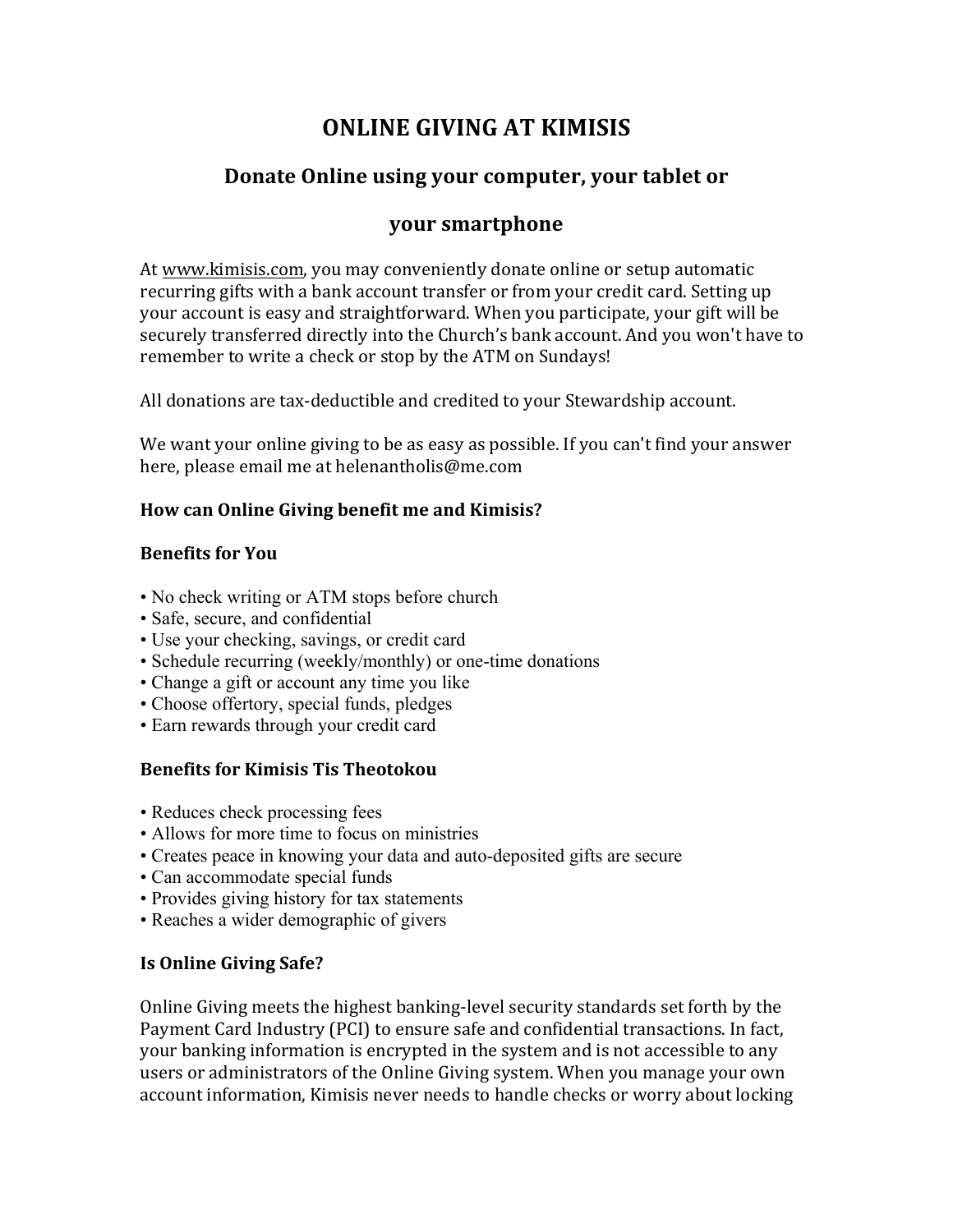# ONLINE GIVING AT KIMISIS

## Donate Online using your computer, your tablet or your smartphone

At www.kimisis.com, you may conveniently donate online or setup automatic recurring gifts with a bank account transfer or from your credit card. Setting up your account is easy and straightforward. When you participate, your gift will be securely transferred directly into the Church's bank account. And you won't have to remember to write a check or stop by the ATM on Sundays!

All donations are tax-deductible and credited to your Stewardship account.

We want your online giving to be as easy as possible. If you can't find your answer here, please email me at helenantholis@me.com

**How can Online Giving benefit me and Kimisis?**

**Benefits for You**

- No check writing or ATM stops before church
- Safe, secure, and confidential
- Use your checking, savings, or credit card
- Schedule recurring (weekly/monthly) or one-time donations
- Change a gift or account any time you like
- Choose offertory, special funds, pledges
- Earn rewards through your credit card

**Benefits for Kimisis Tis Theotokou**

- Reduces check processing fees
- Allows for more time to focus on ministries
- Creates peace in knowing your data and auto-deposited gifts are secure
- Can accommodate special funds
- Provides giving history for tax statements
- Reaches a wider demographic of givers

**Is Online Giving Safe?**

Online Giving meets the highest banking-level security standards set forth by the Payment Card Industry (PCI) to ensure safe and confidential transactions. In fact, your banking information is encrypted in the system and is not accessible to any users or administrators of the Online Giving system. When you manage your own account information, Kimisis never needs to handle checks or worry about locking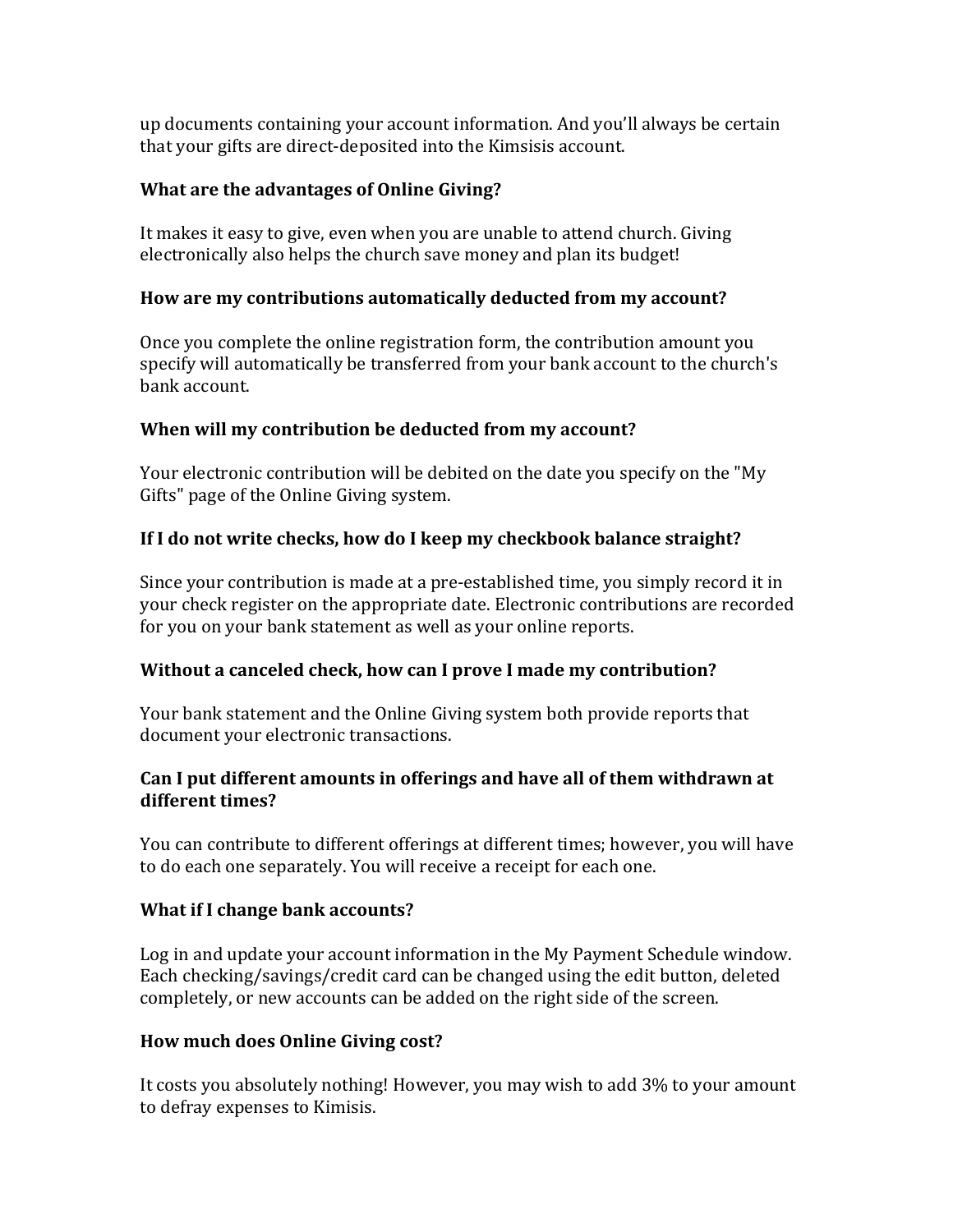up documents containing your account information. And you'll always be certain that your gifts are direct-deposited into the Kimsisis account.

**What are the advantages of Online Giving?**

It makes it easy to give, even when you are unable to attend church. Giving electronically also helps the church save money and plan its budget!

**How are my contributions automatically deducted from my account?**

Once you complete the online registration form, the contribution amount you specify will automatically be transferred from your bank account to the church's bank account.

**When will my contribution be deducted from my account?**

Your electronic contribution will be debited on the date you specify on the "My Gifts" page of the Online Giving system.

**If I do not write checks, how do I keep my checkbook balance straight?**

Since your contribution is made at a pre-established time, you simply record it in your check register on the appropriate date. Electronic contributions are recorded for you on your bank statement as well as your online reports.

**Without a canceled check, how can I prove I made my contribution?**

Your bank statement and the Online Giving system both provide reports that document your electronic transactions.

**Can I put different amounts in offerings and have all of them withdrawn at different times?**

You can contribute to different offerings at different times; however, you will have to do each one separately. You will receive a receipt for each one.

**What if I change bank accounts?**

Log in and update your account information in the My Payment Schedule window. Each checking/savings/credit card can be changed using the edit button, deleted completely, or new accounts can be added on the right side of the screen.

**How much does Online Giving cost?**

It costs you absolutely nothing! However, you may wish to add 3% to your amount to defray expenses to Kimisis.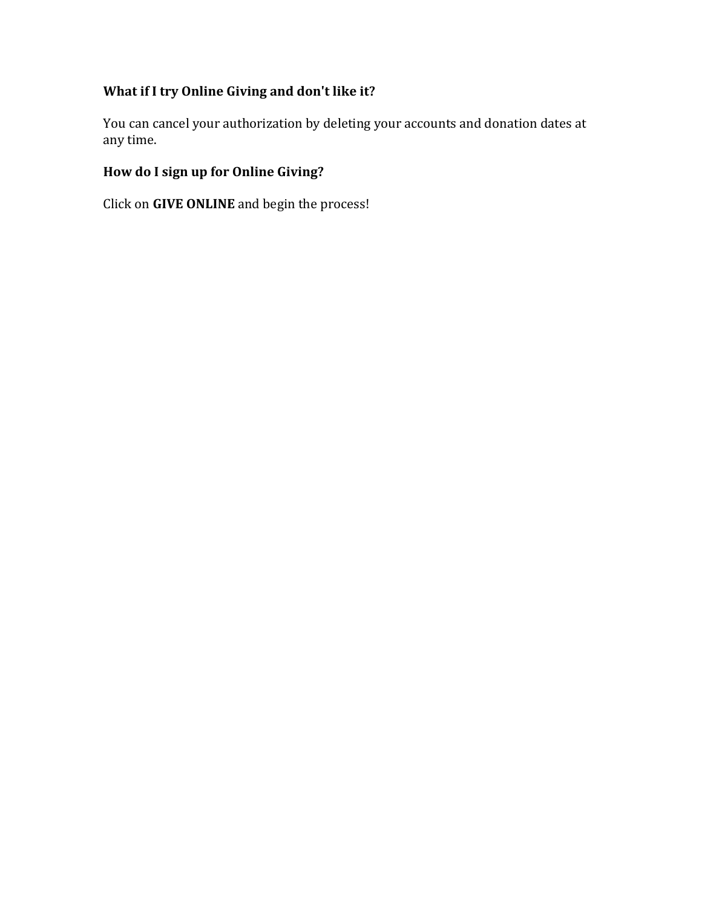**What if I try Online Giving and don't like it?**

You can cancel your authorization by deleting your accounts and donation dates at any time.

**How do I sign up for Online Giving?**

Click on **GIVE ONLINE** and begin the process!